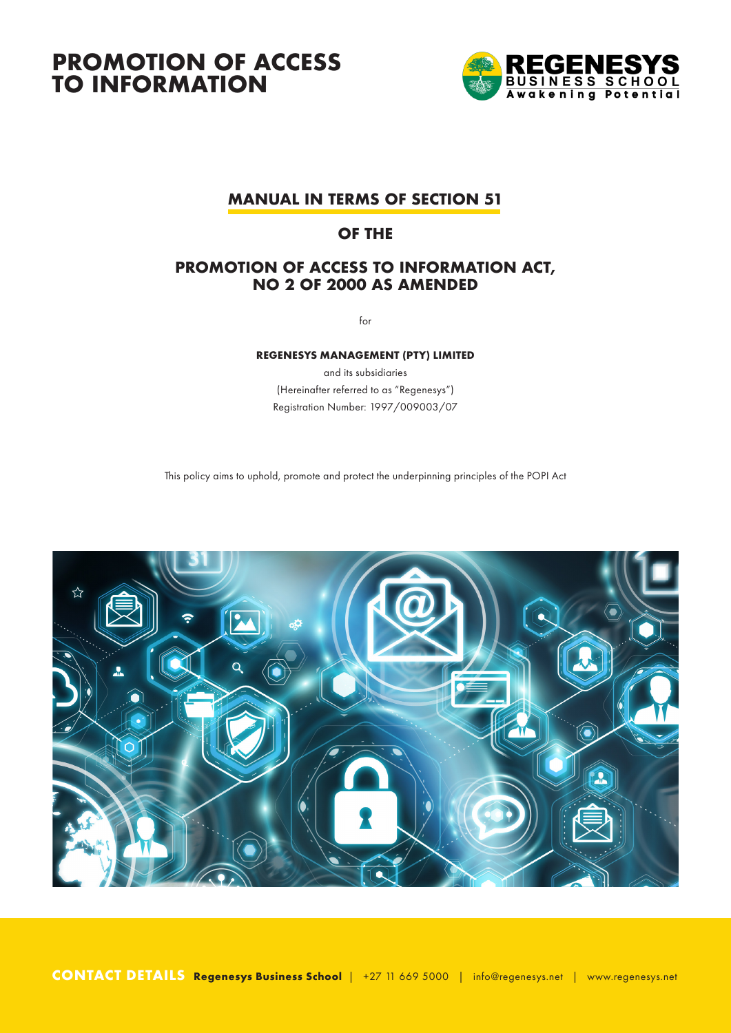# PROMOTION OF ACCESS TO INFORMATION

REGENESYS BUSINESS SCHOOL
Awakening Potential

## MANUAL IN TERMS OF SECTION 51

## OF THE

## PROMOTION OF ACCESS TO INFORMATION ACT, NO 2 OF 2000 AS AMENDED

for

**REGENESYS MANAGEMENT (PTY) LIMITED**

and its subsidiaries

(Hereinafter referred to as "Regenesys")

Registration Number: 1997/009003/07

This policy aims to uphold, promote and protect the underpinning principles of the POPI Act

**CONTACT DETAILS** **Regenesys Business School** | +27 11 669 5000 | info@regenesys.net | www.regenesys.net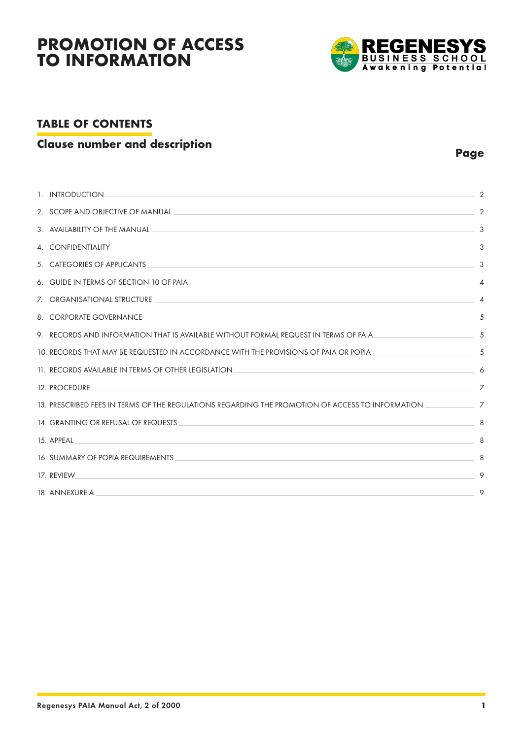# PROMOTION OF ACCESS TO INFORMATION

REGENESYS BUSINESS SCHOOL
Awakening Potential

## TABLE OF CONTENTS

### Clause number and description

| Clause number and description | Page |
|---|---|
| 1. INTRODUCTION | 2 |
| 2. SCOPE AND OBJECTIVE OF MANUAL | 2 |
| 3. AVAILABILITY OF THE MANUAL | 3 |
| 4. CONFIDENTIALITY | 3 |
| 5. CATEGORIES OF APPLICANTS | 3 |
| 6. GUIDE IN TERMS OF SECTION 10 OF PAIA | 4 |
| 7. ORGANISATIONAL STRUCTURE | 4 |
| 8. CORPORATE GOVERNANCE | 5 |
| 9. RECORDS AND INFORMATION THAT IS AVAILABLE WITHOUT FORMAL REQUEST IN TERMS OF PAIA | 5 |
| 10. RECORDS THAT MAY BE REQUESTED IN ACCORDANCE WITH THE PROVISIONS OF PAIA OR POPIA | 5 |
| 11. RECORDS AVAILABLE IN TERMS OF OTHER LEGISLATION | 6 |
| 12. PROCEDURE | 7 |
| 13. PRESCRIBED FEES IN TERMS OF THE REGULATIONS REGARDING THE PROMOTION OF ACCESS TO INFORMATION | 7 |
| 14. GRANTING OR REFUSAL OF REQUESTS | 8 |
| 15. APPEAL | 8 |
| 16. SUMMARY OF POPIA REQUIREMENTS | 8 |
| 17. REVIEW | 9 |
| 18. ANNEXURE A | 9 |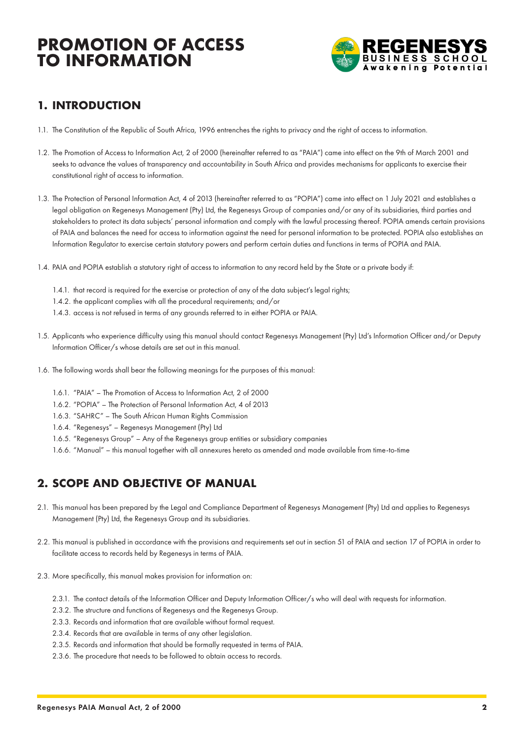# PROMOTION OF ACCESS TO INFORMATION

## 1. INTRODUCTION

1.1. The Constitution of the Republic of South Africa, 1996 entrenches the rights to privacy and the right of access to information.

1.2. The Promotion of Access to Information Act, 2 of 2000 (hereinafter referred to as "PAIA") came into effect on the 9th of March 2001 and seeks to advance the values of transparency and accountability in South Africa and provides mechanisms for applicants to exercise their constitutional right of access to information.

1.3. The Protection of Personal Information Act, 4 of 2013 (hereinafter referred to as "POPIA") came into effect on 1 July 2021 and establishes a legal obligation on Regenesys Management (Pty) Ltd, the Regenesys Group of companies and/or any of its subsidiaries, third parties and stakeholders to protect its data subjects' personal information and comply with the lawful processing thereof. POPIA amends certain provisions of PAIA and balances the need for access to information against the need for personal information to be protected. POPIA also establishes an Information Regulator to exercise certain statutory powers and perform certain duties and functions in terms of POPIA and PAIA.

1.4. PAIA and POPIA establish a statutory right of access to information to any record held by the State or a private body if:

1.4.1. that record is required for the exercise or protection of any of the data subject's legal rights;
1.4.2. the applicant complies with all the procedural requirements; and/or
1.4.3. access is not refused in terms of any grounds referred to in either POPIA or PAIA.

1.5. Applicants who experience difficulty using this manual should contact Regenesys Management (Pty) Ltd's Information Officer and/or Deputy Information Officer/s whose details are set out in this manual.

1.6. The following words shall bear the following meanings for the purposes of this manual:

1.6.1. "PAIA" – The Promotion of Access to Information Act, 2 of 2000
1.6.2. "POPIA" – The Protection of Personal Information Act, 4 of 2013
1.6.3. "SAHRC" – The South African Human Rights Commission
1.6.4. "Regenesys" – Regenesys Management (Pty) Ltd
1.6.5. "Regenesys Group" – Any of the Regenesys group entities or subsidiary companies
1.6.6. "Manual" – this manual together with all annexures hereto as amended and made available from time-to-time

## 2. SCOPE AND OBJECTIVE OF MANUAL

2.1. This manual has been prepared by the Legal and Compliance Department of Regenesys Management (Pty) Ltd and applies to Regenesys Management (Pty) Ltd, the Regenesys Group and its subsidiaries.

2.2. This manual is published in accordance with the provisions and requirements set out in section 51 of PAIA and section 17 of POPIA in order to facilitate access to records held by Regenesys in terms of PAIA.

2.3. More specifically, this manual makes provision for information on:

2.3.1. The contact details of the Information Officer and Deputy Information Officer/s who will deal with requests for information.
2.3.2. The structure and functions of Regenesys and the Regenesys Group.
2.3.3. Records and information that are available without formal request.
2.3.4. Records that are available in terms of any other legislation.
2.3.5. Records and information that should be formally requested in terms of PAIA.
2.3.6. The procedure that needs to be followed to obtain access to records.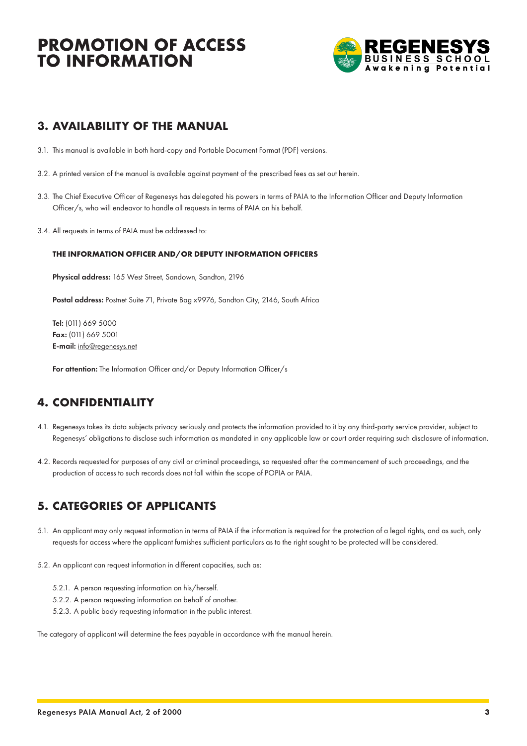## 3. AVAILABILITY OF THE MANUAL

3.1. This manual is available in both hard-copy and Portable Document Format (PDF) versions.

3.2. A printed version of the manual is available against payment of the prescribed fees as set out herein.

3.3. The Chief Executive Officer of Regenesys has delegated his powers in terms of PAIA to the Information Officer and Deputy Information Officer/s, who will endeavor to handle all requests in terms of PAIA on his behalf.

3.4. All requests in terms of PAIA must be addressed to:

**THE INFORMATION OFFICER AND/OR DEPUTY INFORMATION OFFICERS**

**Physical address:** 165 West Street, Sandown, Sandton, 2196

**Postal address:** Postnet Suite 71, Private Bag x9976, Sandton City, 2146, South Africa

**Tel:** (011) 669 5000
**Fax:** (011) 669 5001
**E-mail:** info@regenesys.net

**For attention:** The Information Officer and/or Deputy Information Officer/s

## 4. CONFIDENTIALITY

4.1. Regenesys takes its data subjects privacy seriously and protects the information provided to it by any third-party service provider, subject to Regenesys' obligations to disclose such information as mandated in any applicable law or court order requiring such disclosure of information.

4.2. Records requested for purposes of any civil or criminal proceedings, so requested after the commencement of such proceedings, and the production of access to such records does not fall within the scope of POPIA or PAIA.

## 5. CATEGORIES OF APPLICANTS

5.1. An applicant may only request information in terms of PAIA if the information is required for the protection of a legal rights, and as such, only requests for access where the applicant furnishes sufficient particulars as to the right sought to be protected will be considered.

5.2. An applicant can request information in different capacities, such as:

5.2.1. A person requesting information on his/herself.
5.2.2. A person requesting information on behalf of another.
5.2.3. A public body requesting information in the public interest.

The category of applicant will determine the fees payable in accordance with the manual herein.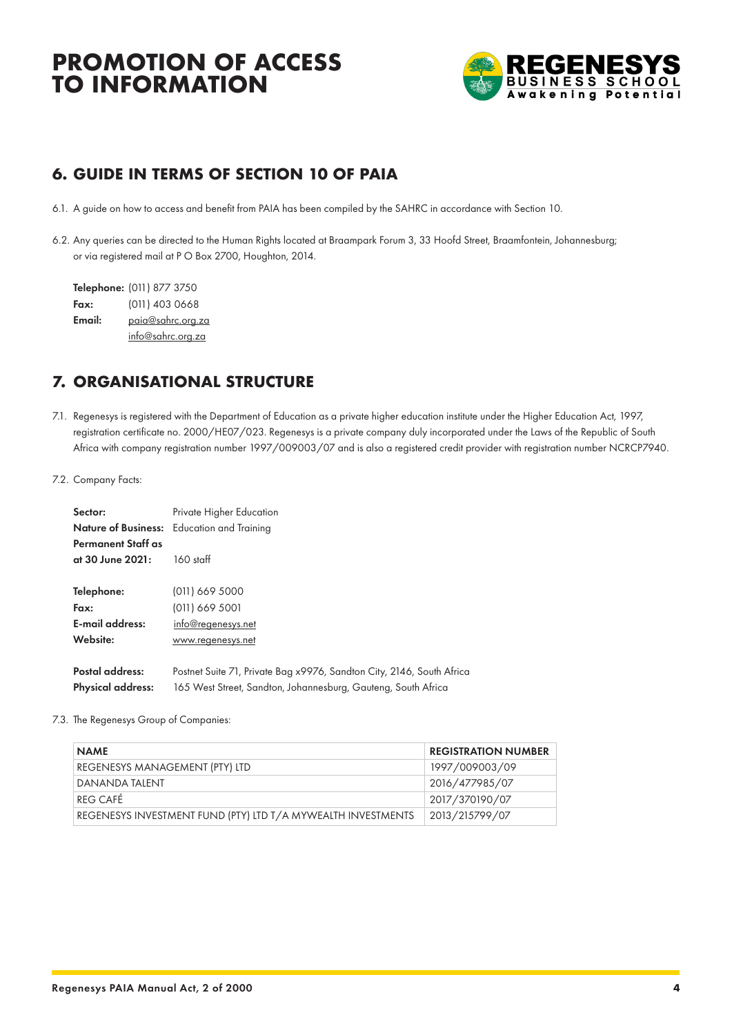## 6. GUIDE IN TERMS OF SECTION 10 OF PAIA

6.1. A guide on how to access and benefit from PAIA has been compiled by the SAHRC in accordance with Section 10.

6.2. Any queries can be directed to the Human Rights located at Braampark Forum 3, 33 Hoofd Street, Braamfontein, Johannesburg; or via registered mail at P O Box 2700, Houghton, 2014.

**Telephone:** (011) 877 3750
**Fax:** (011) 403 0668
**Email:** paia@sahrc.org.za
info@sahrc.org.za

## 7. ORGANISATIONAL STRUCTURE

7.1. Regenesys is registered with the Department of Education as a private higher education institute under the Higher Education Act, 1997, registration certificate no. 2000/HE07/023. Regenesys is a private company duly incorporated under the Laws of the Republic of South Africa with company registration number 1997/009003/07 and is also a registered credit provider with registration number NCRCP7940.

7.2. Company Facts:

**Sector:** Private Higher Education
**Nature of Business:** Education and Training
**Permanent Staff as at 30 June 2021:** 160 staff

**Telephone:** (011) 669 5000
**Fax:** (011) 669 5001
**E-mail address:** info@regenesys.net
**Website:** www.regenesys.net

**Postal address:** Postnet Suite 71, Private Bag x9976, Sandton City, 2146, South Africa
**Physical address:** 165 West Street, Sandton, Johannesburg, Gauteng, South Africa

7.3. The Regenesys Group of Companies:

| NAME | REGISTRATION NUMBER |
|---|---|
| REGENESYS MANAGEMENT (PTY) LTD | 1997/009003/09 |
| DANANDA TALENT | 2016/477985/07 |
| REG CAFÉ | 2017/370190/07 |
| REGENESYS INVESTMENT FUND (PTY) LTD T/A MYWEALTH INVESTMENTS | 2013/215799/07 |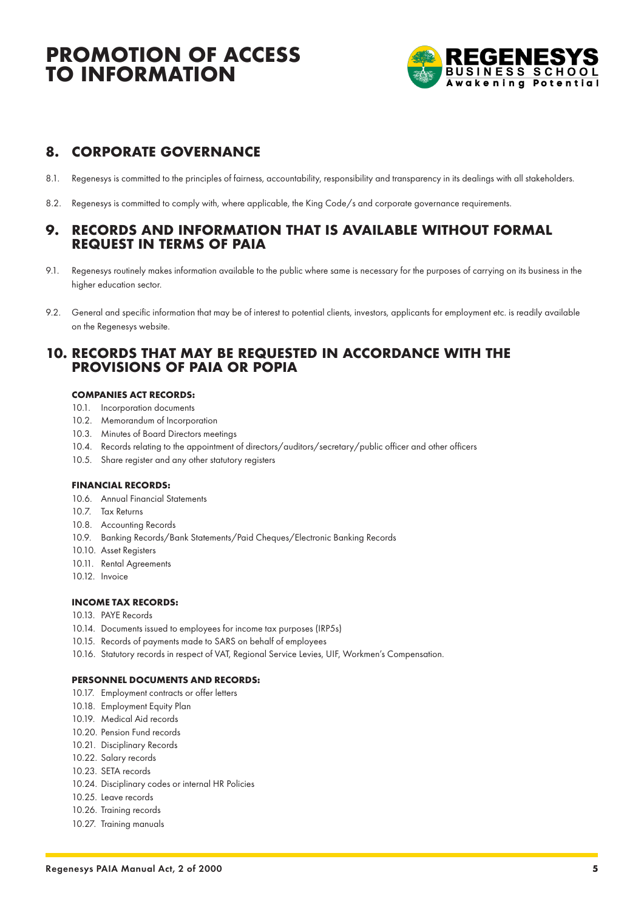## 8. CORPORATE GOVERNANCE

8.1. Regenesys is committed to the principles of fairness, accountability, responsibility and transparency in its dealings with all stakeholders.

8.2. Regenesys is committed to comply with, where applicable, the King Code/s and corporate governance requirements.

## 9. RECORDS AND INFORMATION THAT IS AVAILABLE WITHOUT FORMAL REQUEST IN TERMS OF PAIA

9.1. Regenesys routinely makes information available to the public where same is necessary for the purposes of carrying on its business in the higher education sector.

9.2. General and specific information that may be of interest to potential clients, investors, applicants for employment etc. is readily available on the Regenesys website.

## 10. RECORDS THAT MAY BE REQUESTED IN ACCORDANCE WITH THE PROVISIONS OF PAIA OR POPIA

**COMPANIES ACT RECORDS:**

10.1. Incorporation documents
10.2. Memorandum of Incorporation
10.3. Minutes of Board Directors meetings
10.4. Records relating to the appointment of directors/auditors/secretary/public officer and other officers
10.5. Share register and any other statutory registers

**FINANCIAL RECORDS:**

10.6. Annual Financial Statements
10.7. Tax Returns
10.8. Accounting Records
10.9. Banking Records/Bank Statements/Paid Cheques/Electronic Banking Records
10.10. Asset Registers
10.11. Rental Agreements
10.12. Invoice

**INCOME TAX RECORDS:**

10.13. PAYE Records
10.14. Documents issued to employees for income tax purposes (IRP5s)
10.15. Records of payments made to SARS on behalf of employees
10.16. Statutory records in respect of VAT, Regional Service Levies, UIF, Workmen's Compensation.

**PERSONNEL DOCUMENTS AND RECORDS:**

10.17. Employment contracts or offer letters
10.18. Employment Equity Plan
10.19. Medical Aid records
10.20. Pension Fund records
10.21. Disciplinary Records
10.22. Salary records
10.23. SETA records
10.24. Disciplinary codes or internal HR Policies
10.25. Leave records
10.26. Training records
10.27. Training manuals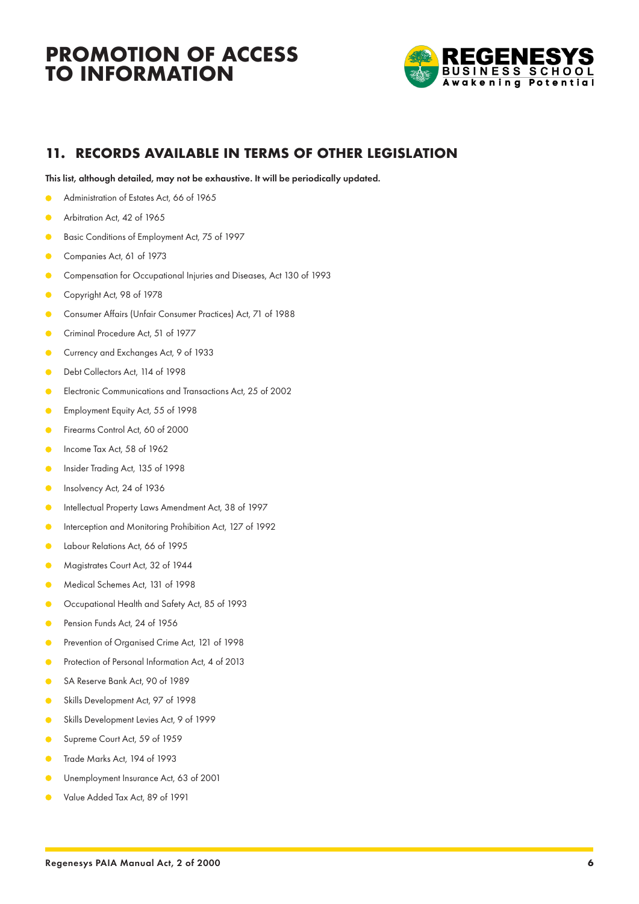## 11. RECORDS AVAILABLE IN TERMS OF OTHER LEGISLATION

**This list, although detailed, may not be exhaustive. It will be periodically updated.**

- Administration of Estates Act, 66 of 1965
- Arbitration Act, 42 of 1965
- Basic Conditions of Employment Act, 75 of 1997
- Companies Act, 61 of 1973
- Compensation for Occupational Injuries and Diseases, Act 130 of 1993
- Copyright Act, 98 of 1978
- Consumer Affairs (Unfair Consumer Practices) Act, 71 of 1988
- Criminal Procedure Act, 51 of 1977
- Currency and Exchanges Act, 9 of 1933
- Debt Collectors Act, 114 of 1998
- Electronic Communications and Transactions Act, 25 of 2002
- Employment Equity Act, 55 of 1998
- Firearms Control Act, 60 of 2000
- Income Tax Act, 58 of 1962
- Insider Trading Act, 135 of 1998
- Insolvency Act, 24 of 1936
- Intellectual Property Laws Amendment Act, 38 of 1997
- Interception and Monitoring Prohibition Act, 127 of 1992
- Labour Relations Act, 66 of 1995
- Magistrates Court Act, 32 of 1944
- Medical Schemes Act, 131 of 1998
- Occupational Health and Safety Act, 85 of 1993
- Pension Funds Act, 24 of 1956
- Prevention of Organised Crime Act, 121 of 1998
- Protection of Personal Information Act, 4 of 2013
- SA Reserve Bank Act, 90 of 1989
- Skills Development Act, 97 of 1998
- Skills Development Levies Act, 9 of 1999
- Supreme Court Act, 59 of 1959
- Trade Marks Act, 194 of 1993
- Unemployment Insurance Act, 63 of 2001
- Value Added Tax Act, 89 of 1991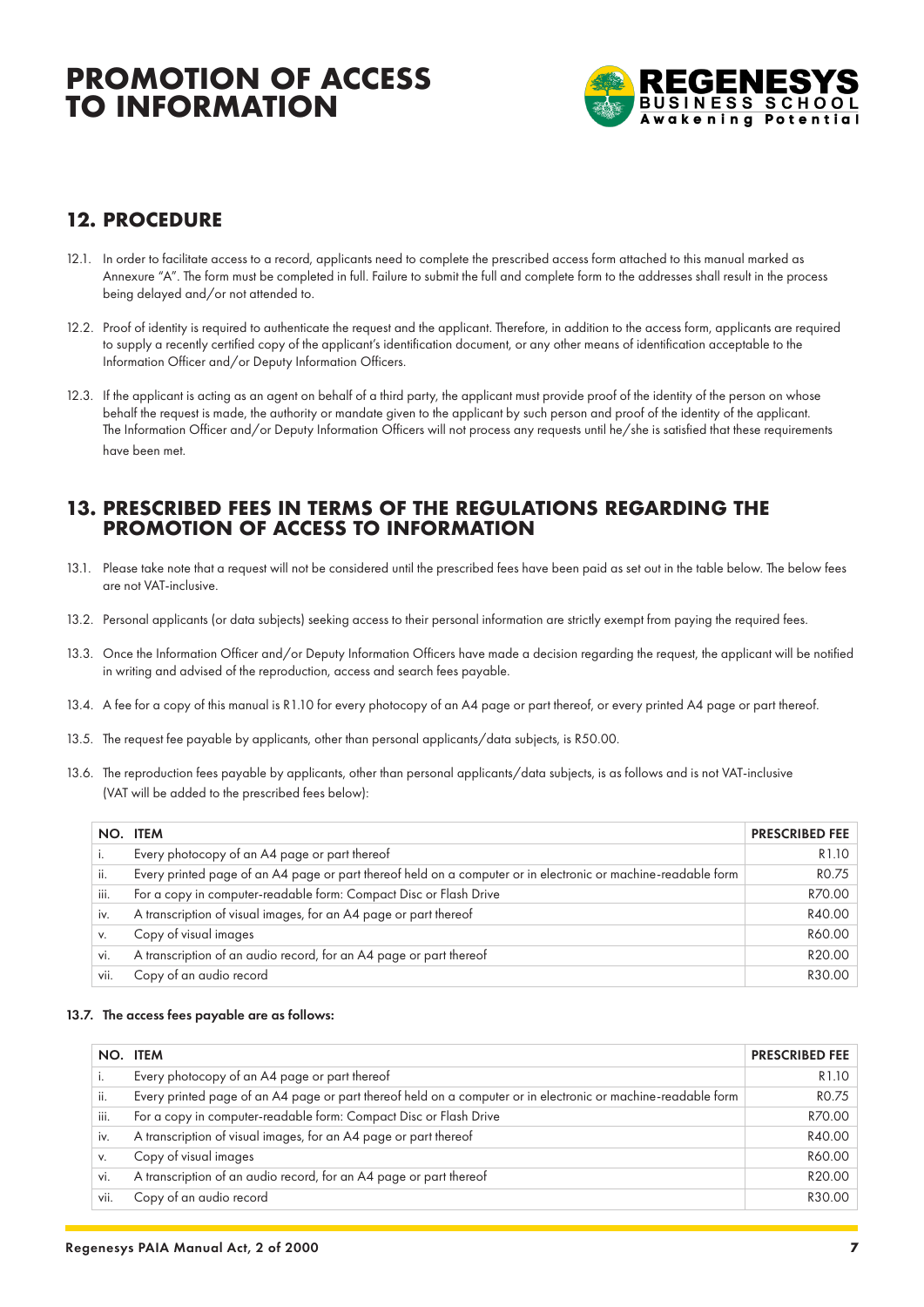## 12. PROCEDURE

12.1. In order to facilitate access to a record, applicants need to complete the prescribed access form attached to this manual marked as Annexure "A". The form must be completed in full. Failure to submit the full and complete form to the addresses shall result in the process being delayed and/or not attended to.

12.2. Proof of identity is required to authenticate the request and the applicant. Therefore, in addition to the access form, applicants are required to supply a recently certified copy of the applicant's identification document, or any other means of identification acceptable to the Information Officer and/or Deputy Information Officers.

12.3. If the applicant is acting as an agent on behalf of a third party, the applicant must provide proof of the identity of the person on whose behalf the request is made, the authority or mandate given to the applicant by such person and proof of the identity of the applicant. The Information Officer and/or Deputy Information Officers will not process any requests until he/she is satisfied that these requirements have been met.

## 13. PRESCRIBED FEES IN TERMS OF THE REGULATIONS REGARDING THE PROMOTION OF ACCESS TO INFORMATION

13.1. Please take note that a request will not be considered until the prescribed fees have been paid as set out in the table below. The below fees are not VAT-inclusive.

13.2. Personal applicants (or data subjects) seeking access to their personal information are strictly exempt from paying the required fees.

13.3. Once the Information Officer and/or Deputy Information Officers have made a decision regarding the request, the applicant will be notified in writing and advised of the reproduction, access and search fees payable.

13.4. A fee for a copy of this manual is R1.10 for every photocopy of an A4 page or part thereof, or every printed A4 page or part thereof.

13.5. The request fee payable by applicants, other than personal applicants/data subjects, is R50.00.

13.6. The reproduction fees payable by applicants, other than personal applicants/data subjects, is as follows and is not VAT-inclusive (VAT will be added to the prescribed fees below):

| NO. | ITEM | PRESCRIBED FEE |
|---|---|---|
| i. | Every photocopy of an A4 page or part thereof | R1.10 |
| ii. | Every printed page of an A4 page or part thereof held on a computer or in electronic or machine-readable form | R0.75 |
| iii. | For a copy in computer-readable form: Compact Disc or Flash Drive | R70.00 |
| iv. | A transcription of visual images, for an A4 page or part thereof | R40.00 |
| v. | Copy of visual images | R60.00 |
| vi. | A transcription of an audio record, for an A4 page or part thereof | R20.00 |
| vii. | Copy of an audio record | R30.00 |

**13.7. The access fees payable are as follows:**

| NO. | ITEM | PRESCRIBED FEE |
|---|---|---|
| i. | Every photocopy of an A4 page or part thereof | R1.10 |
| ii. | Every printed page of an A4 page or part thereof held on a computer or in electronic or machine-readable form | R0.75 |
| iii. | For a copy in computer-readable form: Compact Disc or Flash Drive | R70.00 |
| iv. | A transcription of visual images, for an A4 page or part thereof | R40.00 |
| v. | Copy of visual images | R60.00 |
| vi. | A transcription of an audio record, for an A4 page or part thereof | R20.00 |
| vii. | Copy of an audio record | R30.00 |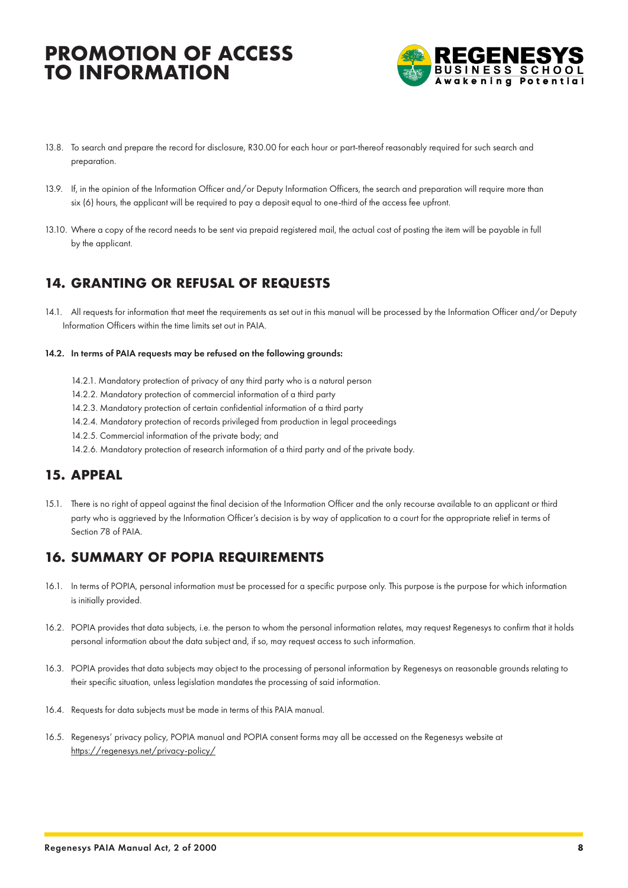13.8. To search and prepare the record for disclosure, R30.00 for each hour or part-thereof reasonably required for such search and preparation.

13.9. If, in the opinion of the Information Officer and/or Deputy Information Officers, the search and preparation will require more than six (6) hours, the applicant will be required to pay a deposit equal to one-third of the access fee upfront.

13.10. Where a copy of the record needs to be sent via prepaid registered mail, the actual cost of posting the item will be payable in full by the applicant.

## 14. GRANTING OR REFUSAL OF REQUESTS

14.1. All requests for information that meet the requirements as set out in this manual will be processed by the Information Officer and/or Deputy Information Officers within the time limits set out in PAIA.

**14.2. In terms of PAIA requests may be refused on the following grounds:**

14.2.1. Mandatory protection of privacy of any third party who is a natural person
14.2.2. Mandatory protection of commercial information of a third party
14.2.3. Mandatory protection of certain confidential information of a third party
14.2.4. Mandatory protection of records privileged from production in legal proceedings
14.2.5. Commercial information of the private body; and
14.2.6. Mandatory protection of research information of a third party and of the private body.

## 15. APPEAL

15.1. There is no right of appeal against the final decision of the Information Officer and the only recourse available to an applicant or third party who is aggrieved by the Information Officer's decision is by way of application to a court for the appropriate relief in terms of Section 78 of PAIA.

## 16. SUMMARY OF POPIA REQUIREMENTS

16.1. In terms of POPIA, personal information must be processed for a specific purpose only. This purpose is the purpose for which information is initially provided.

16.2. POPIA provides that data subjects, i.e. the person to whom the personal information relates, may request Regenesys to confirm that it holds personal information about the data subject and, if so, may request access to such information.

16.3. POPIA provides that data subjects may object to the processing of personal information by Regenesys on reasonable grounds relating to their specific situation, unless legislation mandates the processing of said information.

16.4. Requests for data subjects must be made in terms of this PAIA manual.

16.5. Regenesys' privacy policy, POPIA manual and POPIA consent forms may all be accessed on the Regenesys website at https://regenesys.net/privacy-policy/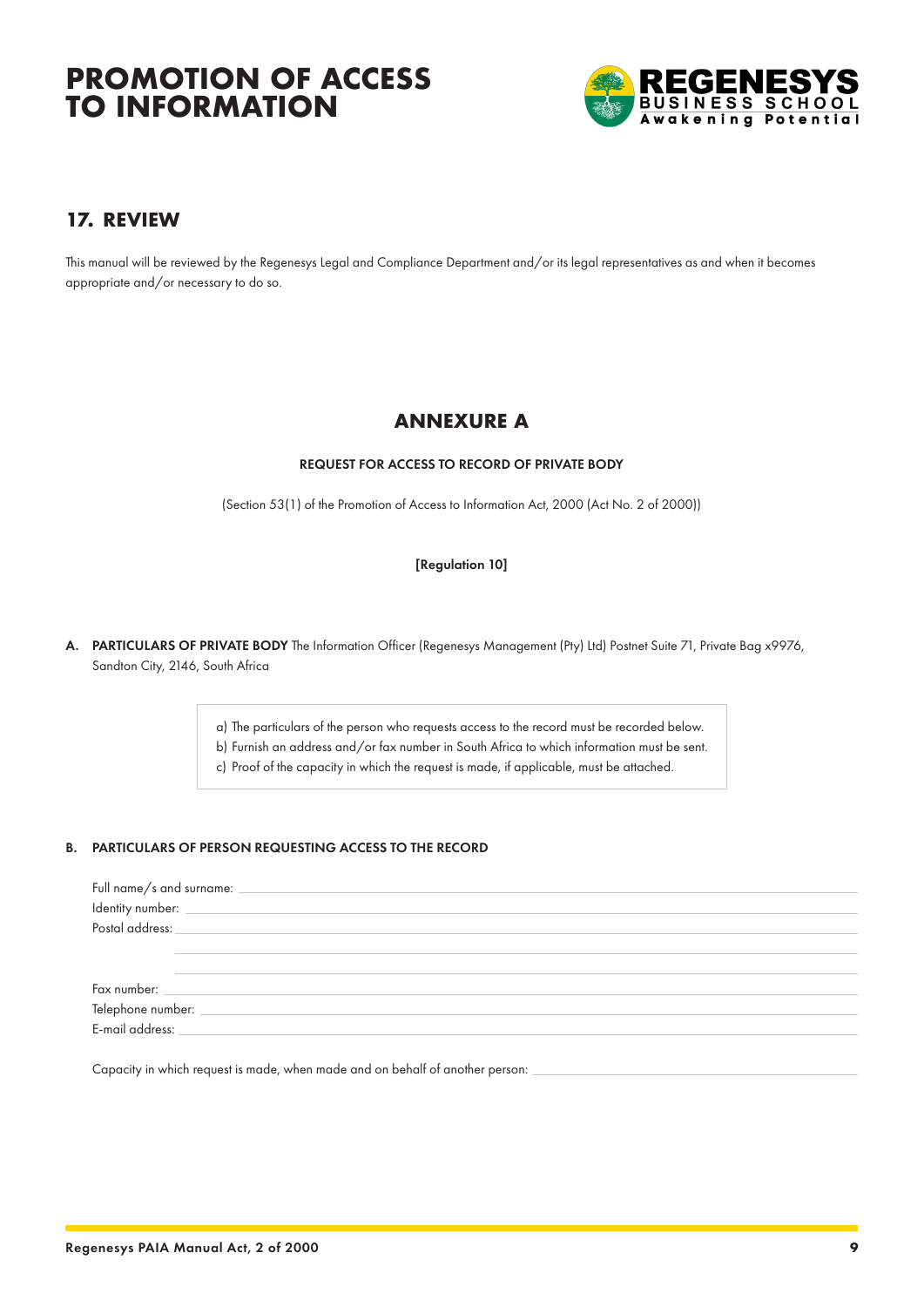## 17. REVIEW

This manual will be reviewed by the Regenesys Legal and Compliance Department and/or its legal representatives as and when it becomes appropriate and/or necessary to do so.

## ANNEXURE A

**REQUEST FOR ACCESS TO RECORD OF PRIVATE BODY**

(Section 53(1) of the Promotion of Access to Information Act, 2000 (Act No. 2 of 2000))

**[Regulation 10]**

**A. PARTICULARS OF PRIVATE BODY** The Information Officer (Regenesys Management (Pty) Ltd) Postnet Suite 71, Private Bag x9976, Sandton City, 2146, South Africa

a) The particulars of the person who requests access to the record must be recorded below.
b) Furnish an address and/or fax number in South Africa to which information must be sent.
c) Proof of the capacity in which the request is made, if applicable, must be attached.

**B. PARTICULARS OF PERSON REQUESTING ACCESS TO THE RECORD**

Full name/s and surname: ______________________________

Identity number: ______________________________

Postal address: ______________________________

______________________________

______________________________

Fax number: ______________________________

Telephone number: ______________________________

E-mail address: ______________________________

Capacity in which request is made, when made and on behalf of another person: ______________________________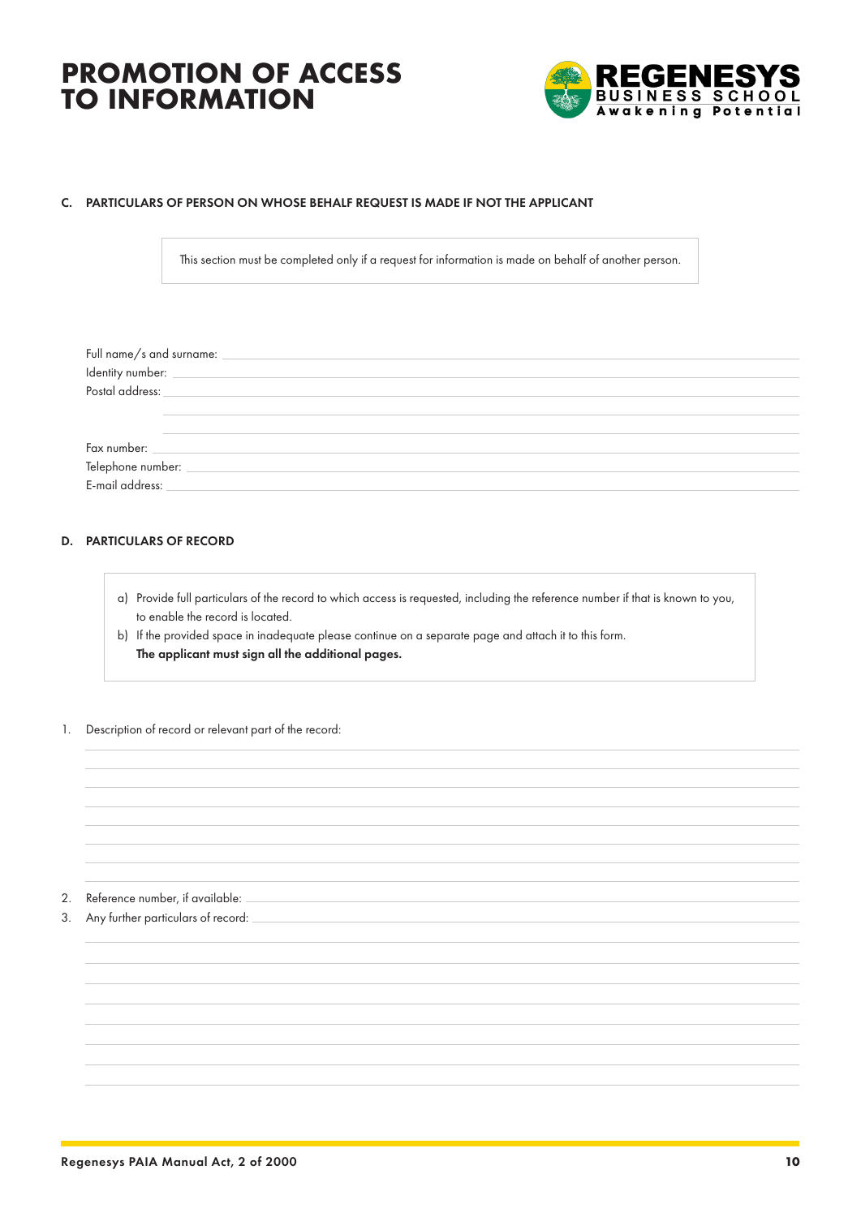# PROMOTION OF ACCESS TO INFORMATION

## C. PARTICULARS OF PERSON ON WHOSE BEHALF REQUEST IS MADE IF NOT THE APPLICANT

This section must be completed only if a request for information is made on behalf of another person.

Full name/s and surname: ____________________

Identity number: ____________________

Postal address: ____________________

____________________

____________________

Fax number: ____________________

Telephone number: ____________________

E-mail address: ____________________

## D. PARTICULARS OF RECORD

a) Provide full particulars of the record to which access is requested, including the reference number if that is known to you, to enable the record is located.

b) If the provided space in inadequate please continue on a separate page and attach it to this form.
**The applicant must sign all the additional pages.**

1. Description of record or relevant part of the record:

____________________

____________________

____________________

____________________

____________________

____________________

____________________

____________________

2. Reference number, if available: ____________________

3. Any further particulars of record: ____________________

____________________

____________________

____________________

____________________

____________________

____________________

____________________

____________________